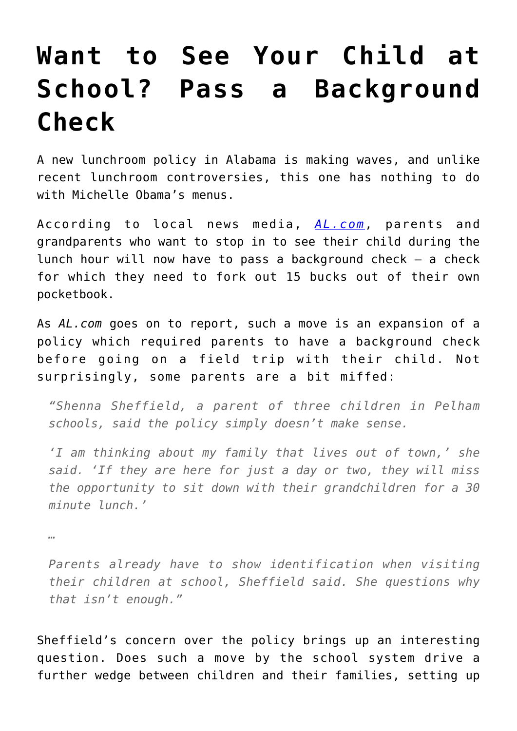# Want to See Your Child at School? Pass a Background Check

A new lunchroom policy in Alabama is making waves, and unlike recent lunchroom controversies, this one has nothing to do with Michelle Obama's menus.

According to local news media, *AL.com*, parents and grandparents who want to stop in to see their child during the lunch hour will now have to pass a background check – a check for which they need to fork out 15 bucks out of their own pocketbook.

As *AL.com* goes on to report, such a move is an expansion of a policy which required parents to have a background check before going on a field trip with their child. Not surprisingly, some parents are a bit miffed:

> *"Shenna Sheffield, a parent of three children in Pelham schools, said the policy simply doesn't make sense.*
>
> *'I am thinking about my family that lives out of town,' she said. 'If they are here for just a day or two, they will miss the opportunity to sit down with their grandchildren for a 30 minute lunch.'*
>
> *…*
>
> *Parents already have to show identification when visiting their children at school, Sheffield said. She questions why that isn't enough."*

Sheffield's concern over the policy brings up an interesting question. Does such a move by the school system drive a further wedge between children and their families, setting up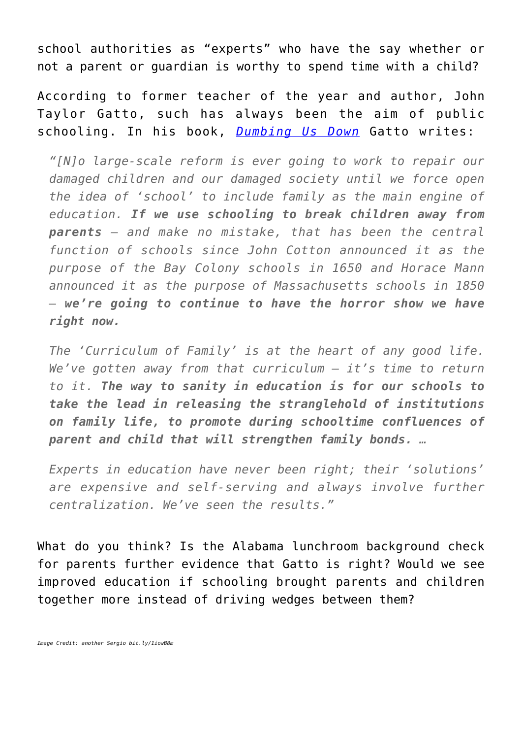school authorities as "experts" who have the say whether or not a parent or guardian is worthy to spend time with a child?

According to former teacher of the year and author, John Taylor Gatto, such has always been the aim of public schooling. In his book, [Dumbing Us Down](#) Gatto writes:

> *"[N]o large-scale reform is ever going to work to repair our damaged children and our damaged society until we force open the idea of 'school' to include family as the main engine of education.* ***If we use schooling to break children away from parents*** *– and make no mistake, that has been the central function of schools since John Cotton announced it as the purpose of the Bay Colony schools in 1650 and Horace Mann announced it as the purpose of Massachusetts schools in 1850 –* ***we're going to continue to have the horror show we have right now.***
>
> *The 'Curriculum of Family' is at the heart of any good life. We've gotten away from that curriculum – it's time to return to it.* ***The way to sanity in education is for our schools to take the lead in releasing the stranglehold of institutions on family life, to promote during schooltime confluences of parent and child that will strengthen family bonds. …***
>
> *Experts in education have never been right; their 'solutions' are expensive and self-serving and always involve further centralization. We've seen the results."*

What do you think? Is the Alabama lunchroom background check for parents further evidence that Gatto is right? Would we see improved education if schooling brought parents and children together more instead of driving wedges between them?

*Image Credit: another Sergio bit.ly/1iowB8m*